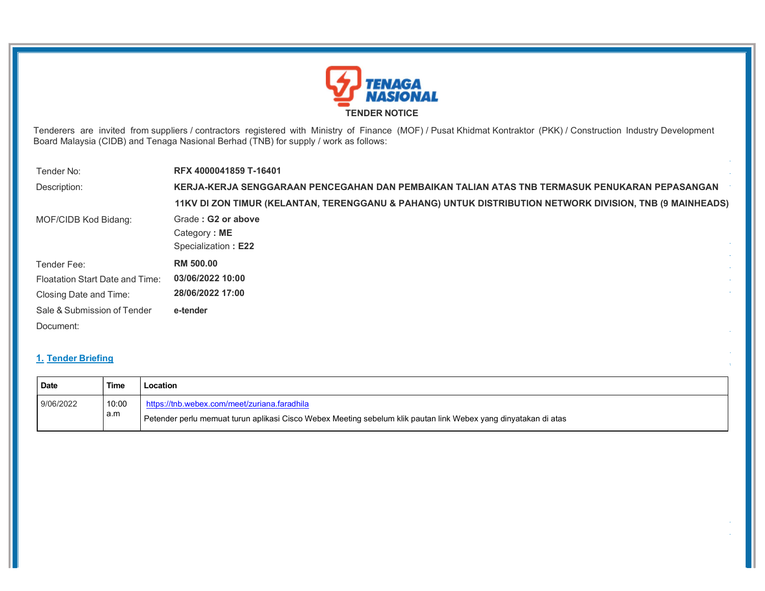TENAGA NASIONAL

# TENDER NOTICE

Tenderers are invited from suppliers / contractors registered with Ministry of Finance (MOF) / Pusat Khidmat Kontraktor (PKK) / Construction Industry Development Board Malaysia (CIDB) and Tenaga Nasional Berhad (TNB) for supply / work as follows:

| | |
|---|---|
| Tender No: | **RFX 4000041859 T-16401** |
| Description: | **KERJA-KERJA SENGGARAAN PENCEGAHAN DAN PEMBAIKAN TALIAN ATAS TNB TERMASUK PENUKARAN PEPASANGAN 11KV DI ZON TIMUR (KELANTAN, TERENGGANU & PAHANG) UNTUK DISTRIBUTION NETWORK DIVISION, TNB (9 MAINHEADS)** |
| MOF/CIDB Kod Bidang: | Grade **: G2 or above**<br>Category **: ME**<br>Specialization **: E22** |
| Tender Fee: | **RM 500.00** |
| Floatation Start Date and Time: | **03/06/2022 10:00** |
| Closing Date and Time: | **28/06/2022 17:00** |
| Sale & Submission of Tender Document: | **e-tender** |

## 1. Tender Briefing

| Date | Time | Location |
|---|---|---|
| 9/06/2022 | 10:00 a.m | https://tnb.webex.com/meet/zuriana.faradhila<br>Petender perlu memuat turun aplikasi Cisco Webex Meeting sebelum klik pautan link Webex yang dinyatakan di atas |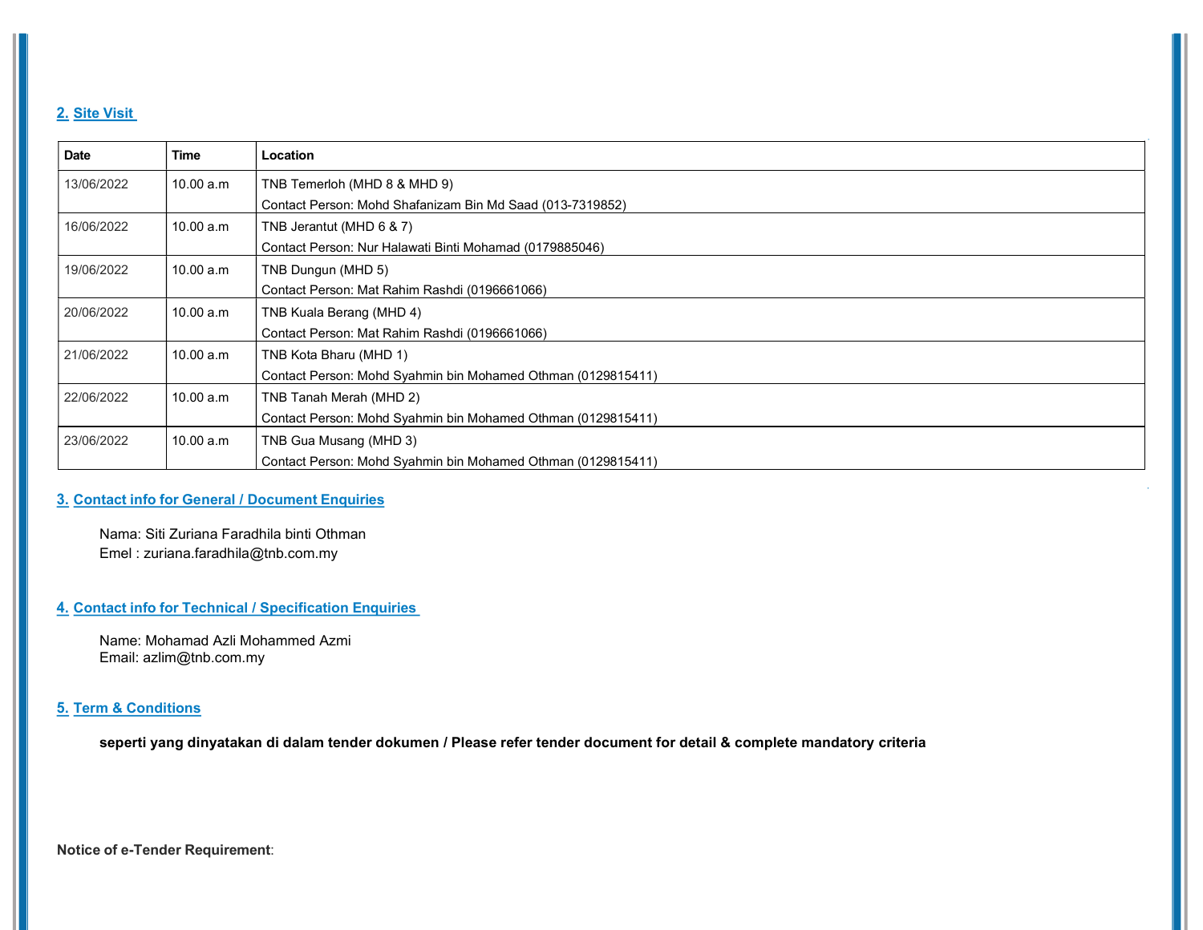## 2. Site Visit

| Date | Time | Location |
|---|---|---|
| 13/06/2022 | 10.00 a.m | TNB Temerloh (MHD 8 & MHD 9)<br>Contact Person: Mohd Shafanizam Bin Md Saad (013-7319852) |
| 16/06/2022 | 10.00 a.m | TNB Jerantut (MHD 6 & 7)<br>Contact Person: Nur Halawati Binti Mohamad (0179885046) |
| 19/06/2022 | 10.00 a.m | TNB Dungun (MHD 5)<br>Contact Person: Mat Rahim Rashdi (0196661066) |
| 20/06/2022 | 10.00 a.m | TNB Kuala Berang (MHD 4)<br>Contact Person: Mat Rahim Rashdi (0196661066) |
| 21/06/2022 | 10.00 a.m | TNB Kota Bharu (MHD 1)<br>Contact Person: Mohd Syahmin bin Mohamed Othman (0129815411) |
| 22/06/2022 | 10.00 a.m | TNB Tanah Merah (MHD 2)<br>Contact Person: Mohd Syahmin bin Mohamed Othman (0129815411) |
| 23/06/2022 | 10.00 a.m | TNB Gua Musang (MHD 3)<br>Contact Person: Mohd Syahmin bin Mohamed Othman (0129815411) |

## 3. Contact info for General / Document Enquiries

Nama: Siti Zuriana Faradhila binti Othman
Emel : zuriana.faradhila@tnb.com.my

## 4. Contact info for Technical / Specification Enquiries

Name: Mohamad Azli Mohammed Azmi
Email: azlim@tnb.com.my

## 5. Term & Conditions

**seperti yang dinyatakan di dalam tender dokumen / Please refer tender document for detail & complete mandatory criteria**

**Notice of e-Tender Requirement**: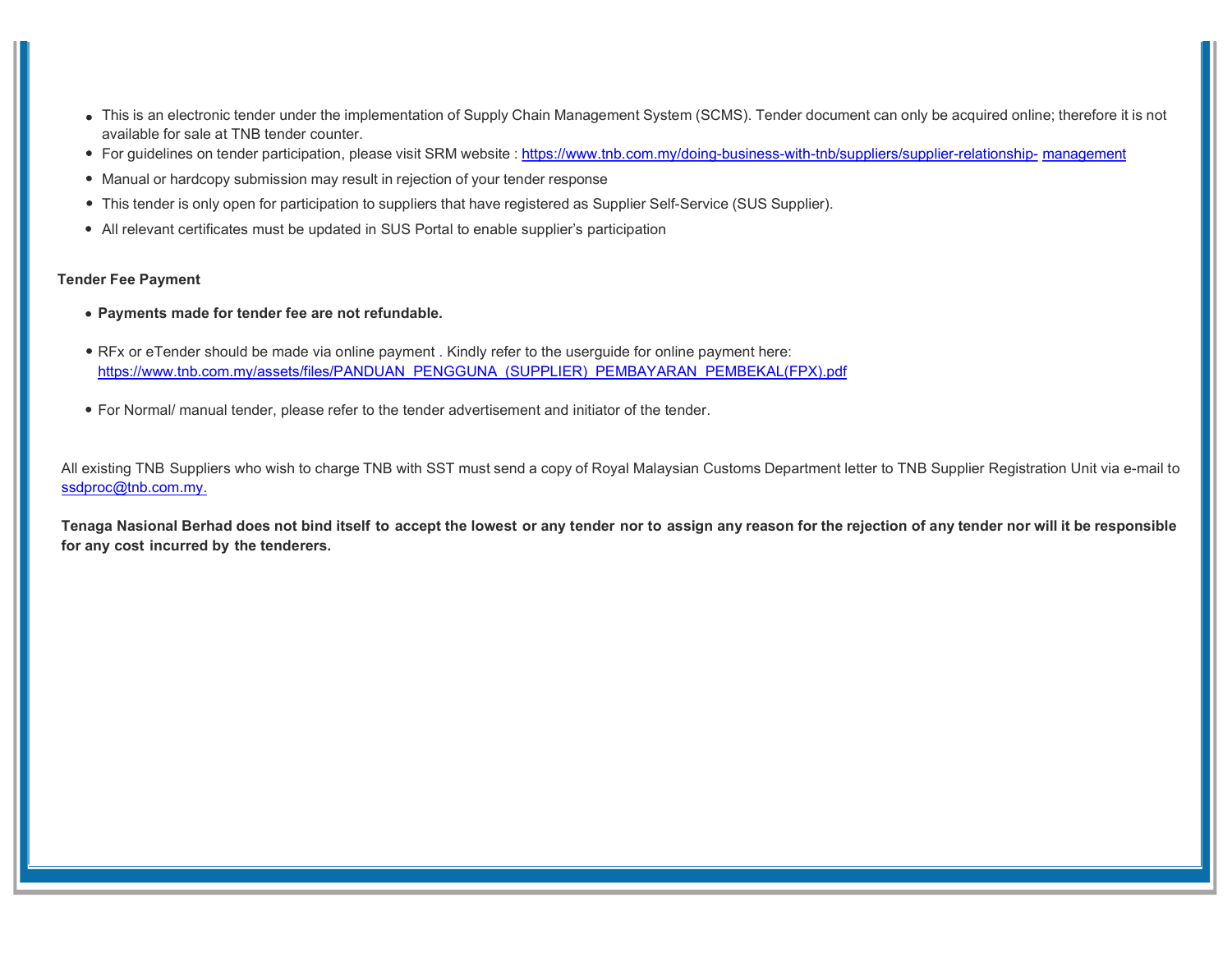- This is an electronic tender under the implementation of Supply Chain Management System (SCMS). Tender document can only be acquired online; therefore it is not available for sale at TNB tender counter.
- For guidelines on tender participation, please visit SRM website : https://www.tnb.com.my/doing-business-with-tnb/suppliers/supplier-relationship- management
- Manual or hardcopy submission may result in rejection of your tender response
- This tender is only open for participation to suppliers that have registered as Supplier Self-Service (SUS Supplier).
- All relevant certificates must be updated in SUS Portal to enable supplier's participation

**Tender Fee Payment**

- **Payments made for tender fee are not refundable.**
- RFx or eTender should be made via online payment . Kindly refer to the userguide for online payment here: https://www.tnb.com.my/assets/files/PANDUAN_PENGGUNA_(SUPPLIER)_PEMBAYARAN_PEMBEKAL(FPX).pdf
- For Normal/ manual tender, please refer to the tender advertisement and initiator of the tender.

All existing TNB Suppliers who wish to charge TNB with SST must send a copy of Royal Malaysian Customs Department letter to TNB Supplier Registration Unit via e-mail to ssdproc@tnb.com.my.

**Tenaga Nasional Berhad does not bind itself to accept the lowest or any tender nor to assign any reason for the rejection of any tender nor will it be responsible for any cost incurred by the tenderers.**